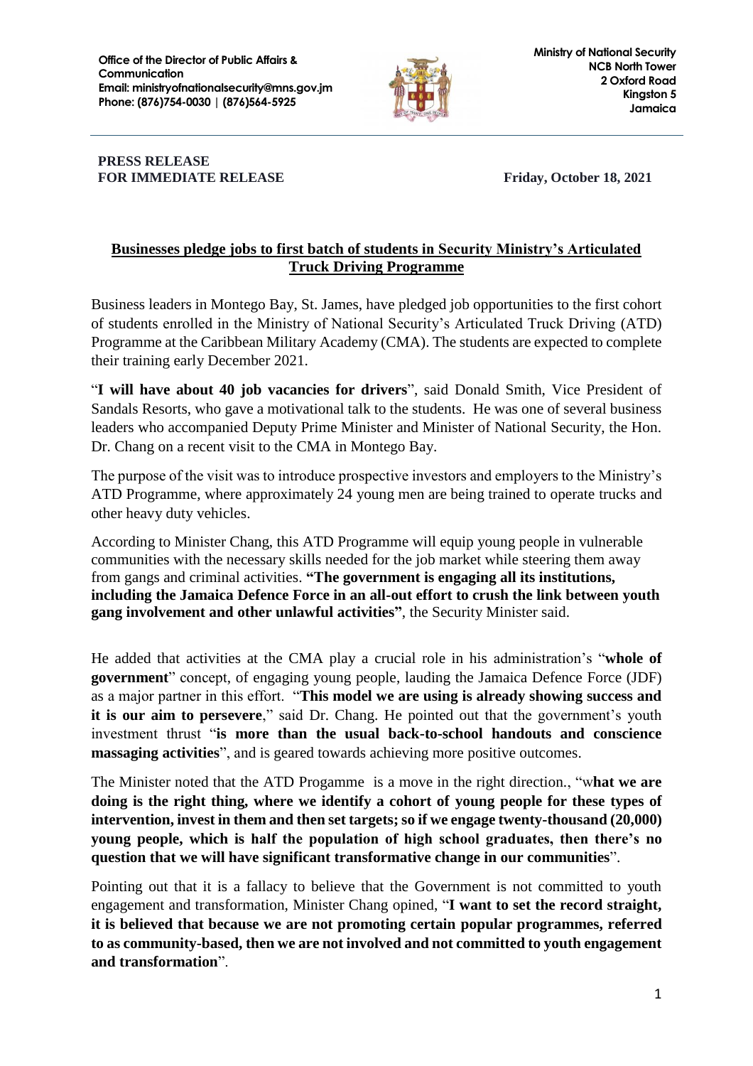**Office of the Director of Public Affairs & Communication**
**Email: ministryofnationalsecurity@mns.gov.jm**
**Phone: (876)754-0030 | (876)564-5925**

**Ministry of National Security**
**NCB North Tower**
**2 Oxford Road**
**Kingston 5**
**Jamaica**

**PRESS RELEASE**
**FOR IMMEDIATE RELEASE**

**Friday, October 18, 2021**

## Businesses pledge jobs to first batch of students in Security Ministry's Articulated Truck Driving Programme

Business leaders in Montego Bay, St. James, have pledged job opportunities to the first cohort of students enrolled in the Ministry of National Security's Articulated Truck Driving (ATD) Programme at the Caribbean Military Academy (CMA). The students are expected to complete their training early December 2021.

"**I will have about 40 job vacancies for drivers**", said Donald Smith, Vice President of Sandals Resorts, who gave a motivational talk to the students. He was one of several business leaders who accompanied Deputy Prime Minister and Minister of National Security, the Hon. Dr. Chang on a recent visit to the CMA in Montego Bay.

The purpose of the visit was to introduce prospective investors and employers to the Ministry's ATD Programme, where approximately 24 young men are being trained to operate trucks and other heavy duty vehicles.

According to Minister Chang, this ATD Programme will equip young people in vulnerable communities with the necessary skills needed for the job market while steering them away from gangs and criminal activities. **"The government is engaging all its institutions, including the Jamaica Defence Force in an all-out effort to crush the link between youth gang involvement and other unlawful activities"**, the Security Minister said.

He added that activities at the CMA play a crucial role in his administration's "**whole of government**" concept, of engaging young people, lauding the Jamaica Defence Force (JDF) as a major partner in this effort. "**This model we are using is already showing success and it is our aim to persevere**," said Dr. Chang. He pointed out that the government's youth investment thrust "**is more than the usual back-to-school handouts and conscience massaging activities**", and is geared towards achieving more positive outcomes.

The Minister noted that the ATD Progamme is a move in the right direction., "w**hat we are doing is the right thing, where we identify a cohort of young people for these types of intervention, invest in them and then set targets; so if we engage twenty-thousand (20,000) young people, which is half the population of high school graduates, then there's no question that we will have significant transformative change in our communities**".

Pointing out that it is a fallacy to believe that the Government is not committed to youth engagement and transformation, Minister Chang opined, "**I want to set the record straight, it is believed that because we are not promoting certain popular programmes, referred to as community-based, then we are not involved and not committed to youth engagement and transformation**".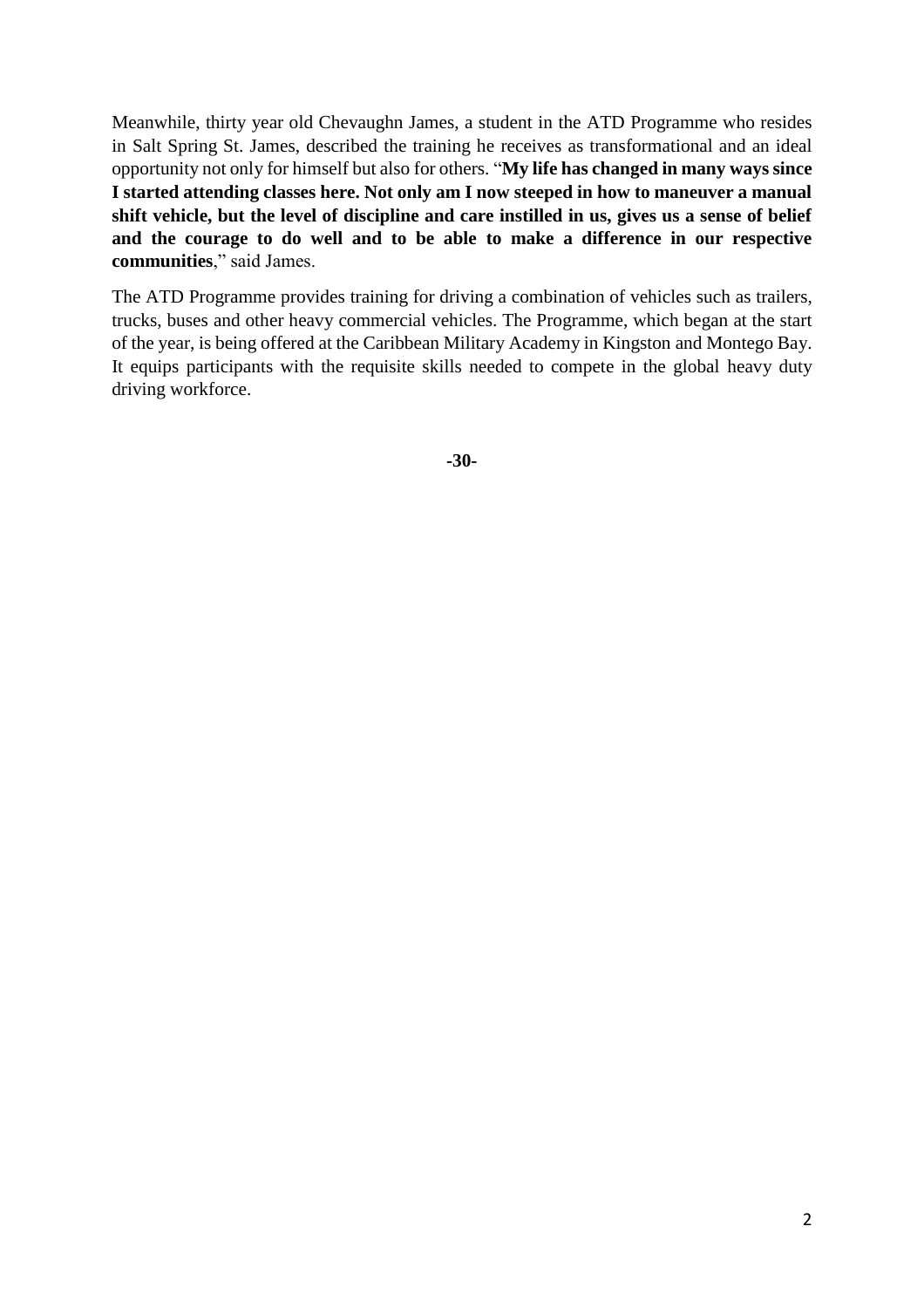Meanwhile, thirty year old Chevaughn James, a student in the ATD Programme who resides in Salt Spring St. James, described the training he receives as transformational and an ideal opportunity not only for himself but also for others. "**My life has changed in many ways since I started attending classes here. Not only am I now steeped in how to maneuver a manual shift vehicle, but the level of discipline and care instilled in us, gives us a sense of belief and the courage to do well and to be able to make a difference in our respective communities**," said James.

The ATD Programme provides training for driving a combination of vehicles such as trailers, trucks, buses and other heavy commercial vehicles. The Programme, which began at the start of the year, is being offered at the Caribbean Military Academy in Kingston and Montego Bay. It equips participants with the requisite skills needed to compete in the global heavy duty driving workforce.

**-30-**